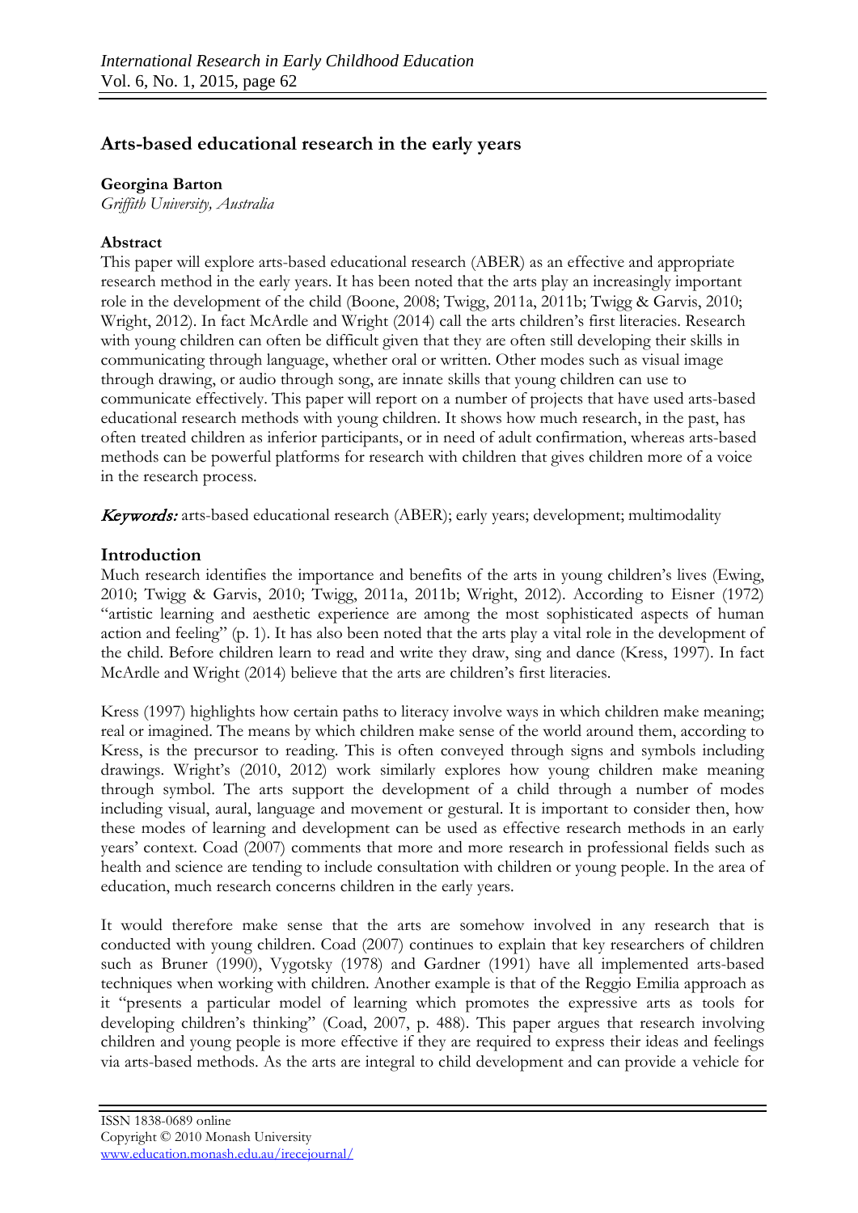# Arts-based educational research in the early years

**Georgina Barton**
*Griffith University, Australia*

**Abstract**

This paper will explore arts-based educational research (ABER) as an effective and appropriate research method in the early years. It has been noted that the arts play an increasingly important role in the development of the child (Boone, 2008; Twigg, 2011a, 2011b; Twigg & Garvis, 2010; Wright, 2012). In fact McArdle and Wright (2014) call the arts children's first literacies. Research with young children can often be difficult given that they are often still developing their skills in communicating through language, whether oral or written. Other modes such as visual image through drawing, or audio through song, are innate skills that young children can use to communicate effectively. This paper will report on a number of projects that have used arts-based educational research methods with young children. It shows how much research, in the past, has often treated children as inferior participants, or in need of adult confirmation, whereas arts-based methods can be powerful platforms for research with children that gives children more of a voice in the research process.

***Keywords:*** arts-based educational research (ABER); early years; development; multimodality

## Introduction

Much research identifies the importance and benefits of the arts in young children's lives (Ewing, 2010; Twigg & Garvis, 2010; Twigg, 2011a, 2011b; Wright, 2012). According to Eisner (1972) "artistic learning and aesthetic experience are among the most sophisticated aspects of human action and feeling" (p. 1). It has also been noted that the arts play a vital role in the development of the child. Before children learn to read and write they draw, sing and dance (Kress, 1997). In fact McArdle and Wright (2014) believe that the arts are children's first literacies.

Kress (1997) highlights how certain paths to literacy involve ways in which children make meaning; real or imagined. The means by which children make sense of the world around them, according to Kress, is the precursor to reading. This is often conveyed through signs and symbols including drawings. Wright's (2010, 2012) work similarly explores how young children make meaning through symbol. The arts support the development of a child through a number of modes including visual, aural, language and movement or gestural. It is important to consider then, how these modes of learning and development can be used as effective research methods in an early years' context. Coad (2007) comments that more and more research in professional fields such as health and science are tending to include consultation with children or young people. In the area of education, much research concerns children in the early years.

It would therefore make sense that the arts are somehow involved in any research that is conducted with young children. Coad (2007) continues to explain that key researchers of children such as Bruner (1990), Vygotsky (1978) and Gardner (1991) have all implemented arts-based techniques when working with children. Another example is that of the Reggio Emilia approach as it "presents a particular model of learning which promotes the expressive arts as tools for developing children's thinking" (Coad, 2007, p. 488). This paper argues that research involving children and young people is more effective if they are required to express their ideas and feelings via arts-based methods. As the arts are integral to child development and can provide a vehicle for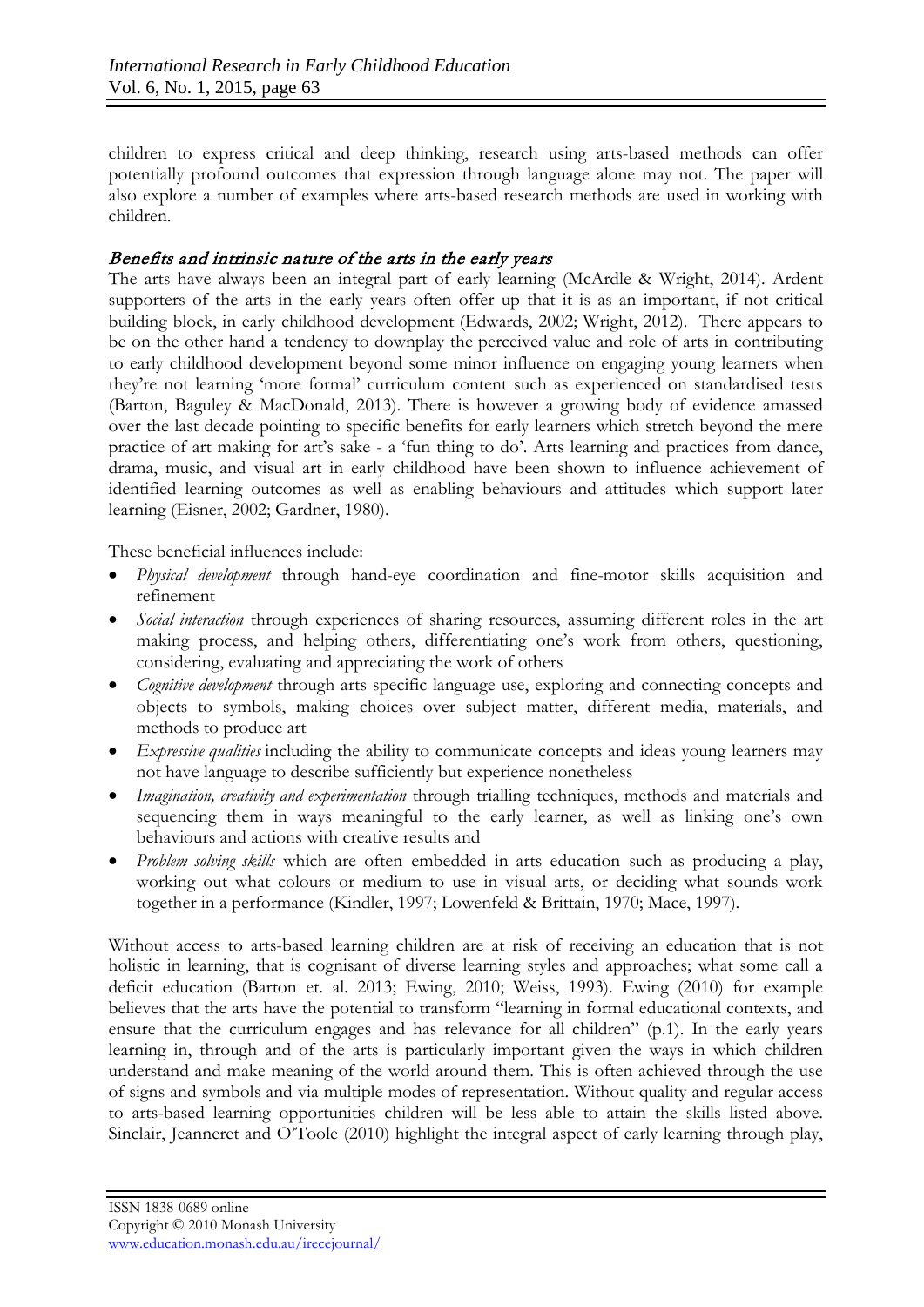children to express critical and deep thinking, research using arts-based methods can offer potentially profound outcomes that expression through language alone may not. The paper will also explore a number of examples where arts-based research methods are used in working with children.

### *Benefits and intrinsic nature of the arts in the early years*

The arts have always been an integral part of early learning (McArdle & Wright, 2014). Ardent supporters of the arts in the early years often offer up that it is as an important, if not critical building block, in early childhood development (Edwards, 2002; Wright, 2012). There appears to be on the other hand a tendency to downplay the perceived value and role of arts in contributing to early childhood development beyond some minor influence on engaging young learners when they're not learning 'more formal' curriculum content such as experienced on standardised tests (Barton, Baguley & MacDonald, 2013). There is however a growing body of evidence amassed over the last decade pointing to specific benefits for early learners which stretch beyond the mere practice of art making for art's sake - a 'fun thing to do'. Arts learning and practices from dance, drama, music, and visual art in early childhood have been shown to influence achievement of identified learning outcomes as well as enabling behaviours and attitudes which support later learning (Eisner, 2002; Gardner, 1980).

These beneficial influences include:

- *Physical development* through hand-eye coordination and fine-motor skills acquisition and refinement
- *Social interaction* through experiences of sharing resources, assuming different roles in the art making process, and helping others, differentiating one's work from others, questioning, considering, evaluating and appreciating the work of others
- *Cognitive development* through arts specific language use, exploring and connecting concepts and objects to symbols, making choices over subject matter, different media, materials, and methods to produce art
- *Expressive qualities* including the ability to communicate concepts and ideas young learners may not have language to describe sufficiently but experience nonetheless
- *Imagination, creativity and experimentation* through trialling techniques, methods and materials and sequencing them in ways meaningful to the early learner, as well as linking one's own behaviours and actions with creative results and
- *Problem solving skills* which are often embedded in arts education such as producing a play, working out what colours or medium to use in visual arts, or deciding what sounds work together in a performance (Kindler, 1997; Lowenfeld & Brittain, 1970; Mace, 1997).

Without access to arts-based learning children are at risk of receiving an education that is not holistic in learning, that is cognisant of diverse learning styles and approaches; what some call a deficit education (Barton et. al. 2013; Ewing, 2010; Weiss, 1993). Ewing (2010) for example believes that the arts have the potential to transform "learning in formal educational contexts, and ensure that the curriculum engages and has relevance for all children" (p.1). In the early years learning in, through and of the arts is particularly important given the ways in which children understand and make meaning of the world around them. This is often achieved through the use of signs and symbols and via multiple modes of representation. Without quality and regular access to arts-based learning opportunities children will be less able to attain the skills listed above. Sinclair, Jeanneret and O'Toole (2010) highlight the integral aspect of early learning through play,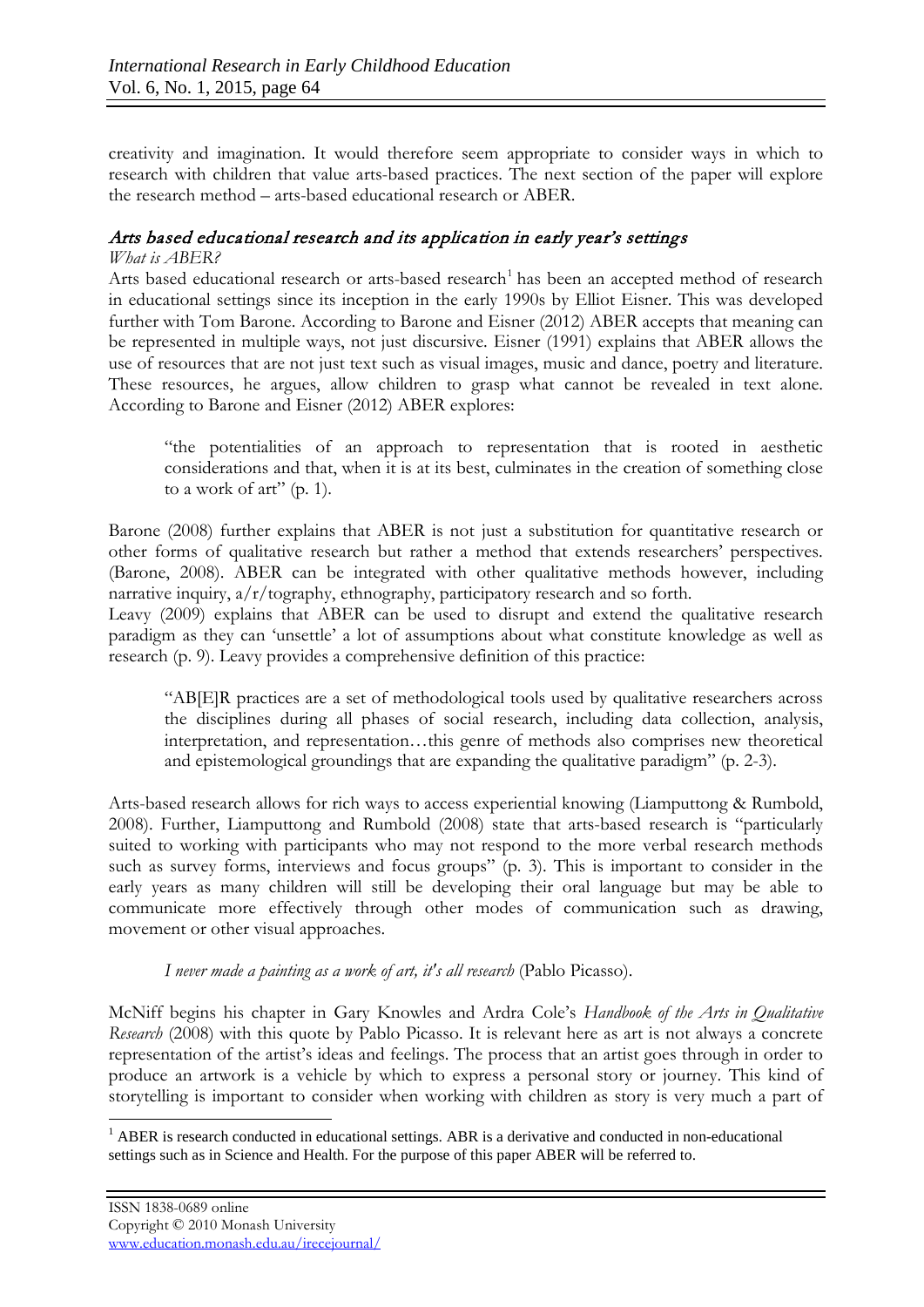creativity and imagination. It would therefore seem appropriate to consider ways in which to research with children that value arts-based practices. The next section of the paper will explore the research method – arts-based educational research or ABER.

## *Arts based educational research and its application in early year's settings*

### *What is ABER?*

Arts based educational research or arts-based research[1] has been an accepted method of research in educational settings since its inception in the early 1990s by Elliot Eisner. This was developed further with Tom Barone. According to Barone and Eisner (2012) ABER accepts that meaning can be represented in multiple ways, not just discursive. Eisner (1991) explains that ABER allows the use of resources that are not just text such as visual images, music and dance, poetry and literature. These resources, he argues, allow children to grasp what cannot be revealed in text alone. According to Barone and Eisner (2012) ABER explores:

> "the potentialities of an approach to representation that is rooted in aesthetic considerations and that, when it is at its best, culminates in the creation of something close to a work of art" (p. 1).

Barone (2008) further explains that ABER is not just a substitution for quantitative research or other forms of qualitative research but rather a method that extends researchers' perspectives. (Barone, 2008). ABER can be integrated with other qualitative methods however, including narrative inquiry, a/r/tography, ethnography, participatory research and so forth.

Leavy (2009) explains that ABER can be used to disrupt and extend the qualitative research paradigm as they can 'unsettle' a lot of assumptions about what constitute knowledge as well as research (p. 9). Leavy provides a comprehensive definition of this practice:

> "AB[E]R practices are a set of methodological tools used by qualitative researchers across the disciplines during all phases of social research, including data collection, analysis, interpretation, and representation…this genre of methods also comprises new theoretical and epistemological groundings that are expanding the qualitative paradigm" (p. 2-3).

Arts-based research allows for rich ways to access experiential knowing (Liamputtong & Rumbold, 2008). Further, Liamputtong and Rumbold (2008) state that arts-based research is "particularly suited to working with participants who may not respond to the more verbal research methods such as survey forms, interviews and focus groups" (p. 3). This is important to consider in the early years as many children will still be developing their oral language but may be able to communicate more effectively through other modes of communication such as drawing, movement or other visual approaches.

> *I never made a painting as a work of art, it's all research* (Pablo Picasso).

McNiff begins his chapter in Gary Knowles and Ardra Cole's *Handbook of the Arts in Qualitative Research* (2008) with this quote by Pablo Picasso. It is relevant here as art is not always a concrete representation of the artist's ideas and feelings. The process that an artist goes through in order to produce an artwork is a vehicle by which to express a personal story or journey. This kind of storytelling is important to consider when working with children as story is very much a part of

---

[1] ABER is research conducted in educational settings. ABR is a derivative and conducted in non-educational settings such as in Science and Health. For the purpose of this paper ABER will be referred to.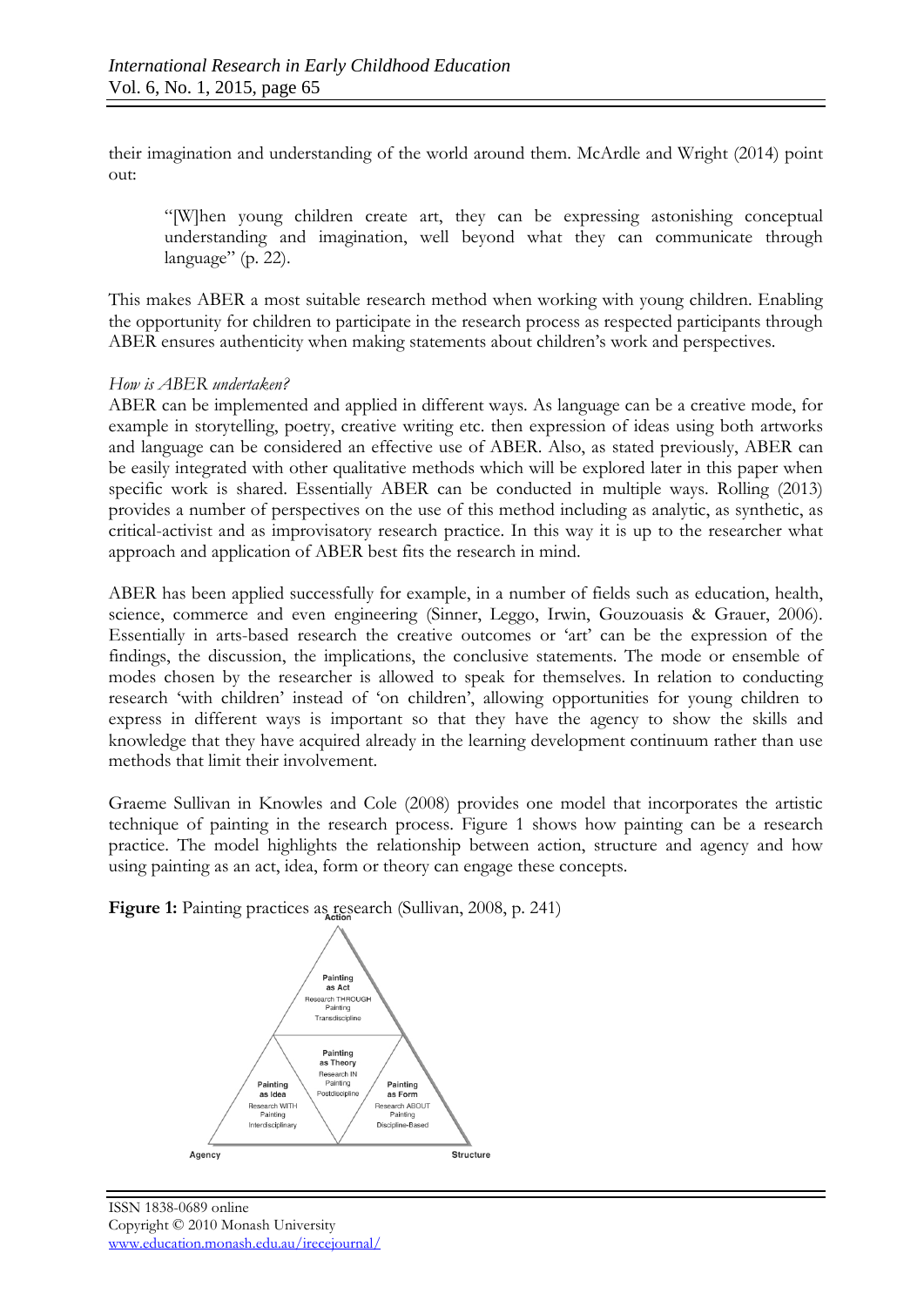their imagination and understanding of the world around them. McArdle and Wright (2014) point out:

> "[W]hen young children create art, they can be expressing astonishing conceptual understanding and imagination, well beyond what they can communicate through language" (p. 22).

This makes ABER a most suitable research method when working with young children. Enabling the opportunity for children to participate in the research process as respected participants through ABER ensures authenticity when making statements about children's work and perspectives.

*How is ABER undertaken?*

ABER can be implemented and applied in different ways. As language can be a creative mode, for example in storytelling, poetry, creative writing etc. then expression of ideas using both artworks and language can be considered an effective use of ABER. Also, as stated previously, ABER can be easily integrated with other qualitative methods which will be explored later in this paper when specific work is shared. Essentially ABER can be conducted in multiple ways. Rolling (2013) provides a number of perspectives on the use of this method including as analytic, as synthetic, as critical-activist and as improvisatory research practice. In this way it is up to the researcher what approach and application of ABER best fits the research in mind.

ABER has been applied successfully for example, in a number of fields such as education, health, science, commerce and even engineering (Sinner, Leggo, Irwin, Gouzouasis & Grauer, 2006). Essentially in arts-based research the creative outcomes or 'art' can be the expression of the findings, the discussion, the implications, the conclusive statements. The mode or ensemble of modes chosen by the researcher is allowed to speak for themselves. In relation to conducting research 'with children' instead of 'on children', allowing opportunities for young children to express in different ways is important so that they have the agency to show the skills and knowledge that they have acquired already in the learning development continuum rather than use methods that limit their involvement.

Graeme Sullivan in Knowles and Cole (2008) provides one model that incorporates the artistic technique of painting in the research process. Figure 1 shows how painting can be a research practice. The model highlights the relationship between action, structure and agency and how using painting as an act, idea, form or theory can engage these concepts.

**Figure 1:** Painting practices as research (Sullivan, 2008, p. 241)

Action

Painting as Act — Research THROUGH Painting — Transdiscipline

Painting as Theory — Research IN Painting — Postdiscipline

Painting as Idea — Research WITH Painting — Interdisciplinary

Painting as Form — Research ABOUT Painting — Discipline-Based

Agency — Structure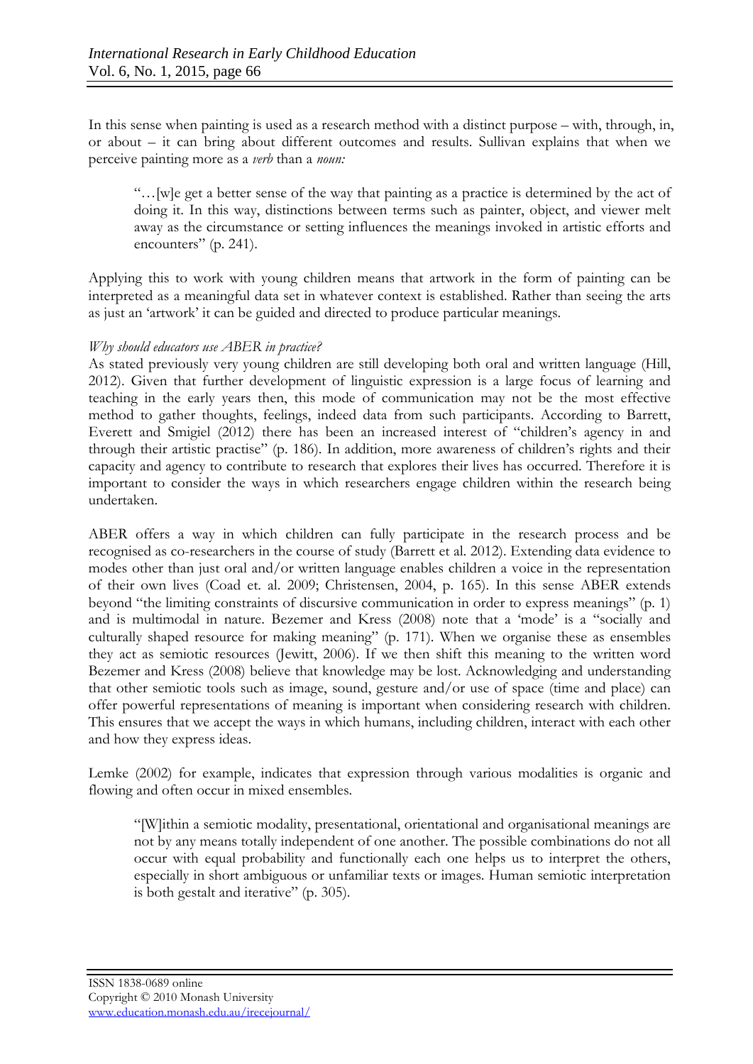In this sense when painting is used as a research method with a distinct purpose – with, through, in, or about – it can bring about different outcomes and results. Sullivan explains that when we perceive painting more as a *verb* than a *noun:*

> "…[w]e get a better sense of the way that painting as a practice is determined by the act of doing it. In this way, distinctions between terms such as painter, object, and viewer melt away as the circumstance or setting influences the meanings invoked in artistic efforts and encounters" (p. 241).

Applying this to work with young children means that artwork in the form of painting can be interpreted as a meaningful data set in whatever context is established. Rather than seeing the arts as just an 'artwork' it can be guided and directed to produce particular meanings.

*Why should educators use ABER in practice?*

As stated previously very young children are still developing both oral and written language (Hill, 2012). Given that further development of linguistic expression is a large focus of learning and teaching in the early years then, this mode of communication may not be the most effective method to gather thoughts, feelings, indeed data from such participants. According to Barrett, Everett and Smigiel (2012) there has been an increased interest of "children's agency in and through their artistic practise" (p. 186). In addition, more awareness of children's rights and their capacity and agency to contribute to research that explores their lives has occurred. Therefore it is important to consider the ways in which researchers engage children within the research being undertaken.

ABER offers a way in which children can fully participate in the research process and be recognised as co-researchers in the course of study (Barrett et al. 2012). Extending data evidence to modes other than just oral and/or written language enables children a voice in the representation of their own lives (Coad et. al. 2009; Christensen, 2004, p. 165). In this sense ABER extends beyond "the limiting constraints of discursive communication in order to express meanings" (p. 1) and is multimodal in nature. Bezemer and Kress (2008) note that a 'mode' is a "socially and culturally shaped resource for making meaning" (p. 171). When we organise these as ensembles they act as semiotic resources (Jewitt, 2006). If we then shift this meaning to the written word Bezemer and Kress (2008) believe that knowledge may be lost. Acknowledging and understanding that other semiotic tools such as image, sound, gesture and/or use of space (time and place) can offer powerful representations of meaning is important when considering research with children. This ensures that we accept the ways in which humans, including children, interact with each other and how they express ideas.

Lemke (2002) for example, indicates that expression through various modalities is organic and flowing and often occur in mixed ensembles.

> "[W]ithin a semiotic modality, presentational, orientational and organisational meanings are not by any means totally independent of one another. The possible combinations do not all occur with equal probability and functionally each one helps us to interpret the others, especially in short ambiguous or unfamiliar texts or images. Human semiotic interpretation is both gestalt and iterative" (p. 305).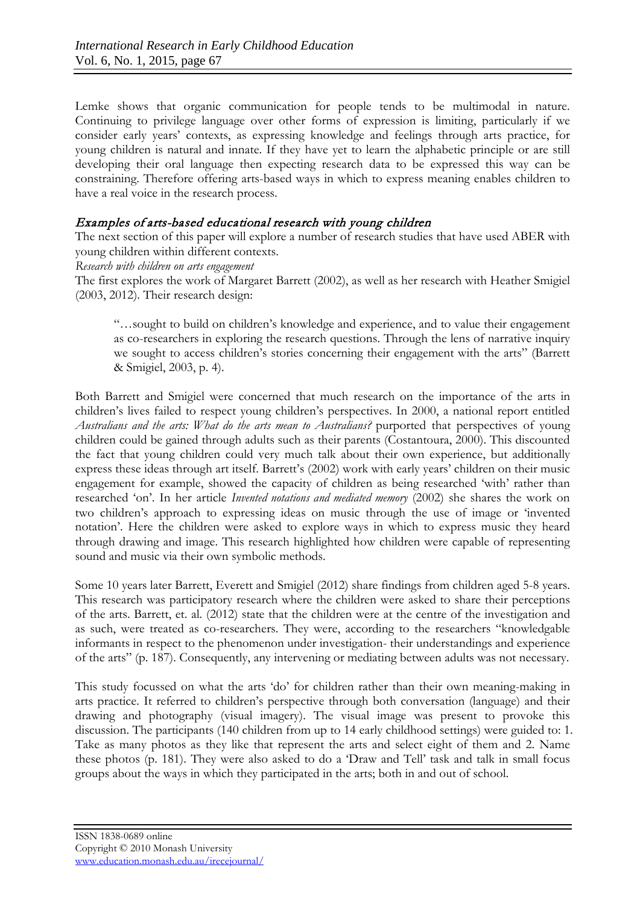Lemke shows that organic communication for people tends to be multimodal in nature. Continuing to privilege language over other forms of expression is limiting, particularly if we consider early years' contexts, as expressing knowledge and feelings through arts practice, for young children is natural and innate. If they have yet to learn the alphabetic principle or are still developing their oral language then expecting research data to be expressed this way can be constraining. Therefore offering arts-based ways in which to express meaning enables children to have a real voice in the research process.

## *Examples of arts-based educational research with young children*

The next section of this paper will explore a number of research studies that have used ABER with young children within different contexts.

*Research with children on arts engagement*

The first explores the work of Margaret Barrett (2002), as well as her research with Heather Smigiel (2003, 2012). Their research design:

> "…sought to build on children's knowledge and experience, and to value their engagement as co-researchers in exploring the research questions. Through the lens of narrative inquiry we sought to access children's stories concerning their engagement with the arts" (Barrett & Smigiel, 2003, p. 4).

Both Barrett and Smigiel were concerned that much research on the importance of the arts in children's lives failed to respect young children's perspectives. In 2000, a national report entitled *Australians and the arts: What do the arts mean to Australians?* purported that perspectives of young children could be gained through adults such as their parents (Costantoura, 2000). This discounted the fact that young children could very much talk about their own experience, but additionally express these ideas through art itself. Barrett's (2002) work with early years' children on their music engagement for example, showed the capacity of children as being researched 'with' rather than researched 'on'. In her article *Invented notations and mediated memory* (2002) she shares the work on two children's approach to expressing ideas on music through the use of image or 'invented notation'. Here the children were asked to explore ways in which to express music they heard through drawing and image. This research highlighted how children were capable of representing sound and music via their own symbolic methods.

Some 10 years later Barrett, Everett and Smigiel (2012) share findings from children aged 5-8 years. This research was participatory research where the children were asked to share their perceptions of the arts. Barrett, et. al. (2012) state that the children were at the centre of the investigation and as such, were treated as co-researchers. They were, according to the researchers "knowledgable informants in respect to the phenomenon under investigation- their understandings and experience of the arts" (p. 187). Consequently, any intervening or mediating between adults was not necessary.

This study focussed on what the arts 'do' for children rather than their own meaning-making in arts practice. It referred to children's perspective through both conversation (language) and their drawing and photography (visual imagery). The visual image was present to provoke this discussion. The participants (140 children from up to 14 early childhood settings) were guided to: 1. Take as many photos as they like that represent the arts and select eight of them and 2. Name these photos (p. 181). They were also asked to do a 'Draw and Tell' task and talk in small focus groups about the ways in which they participated in the arts; both in and out of school.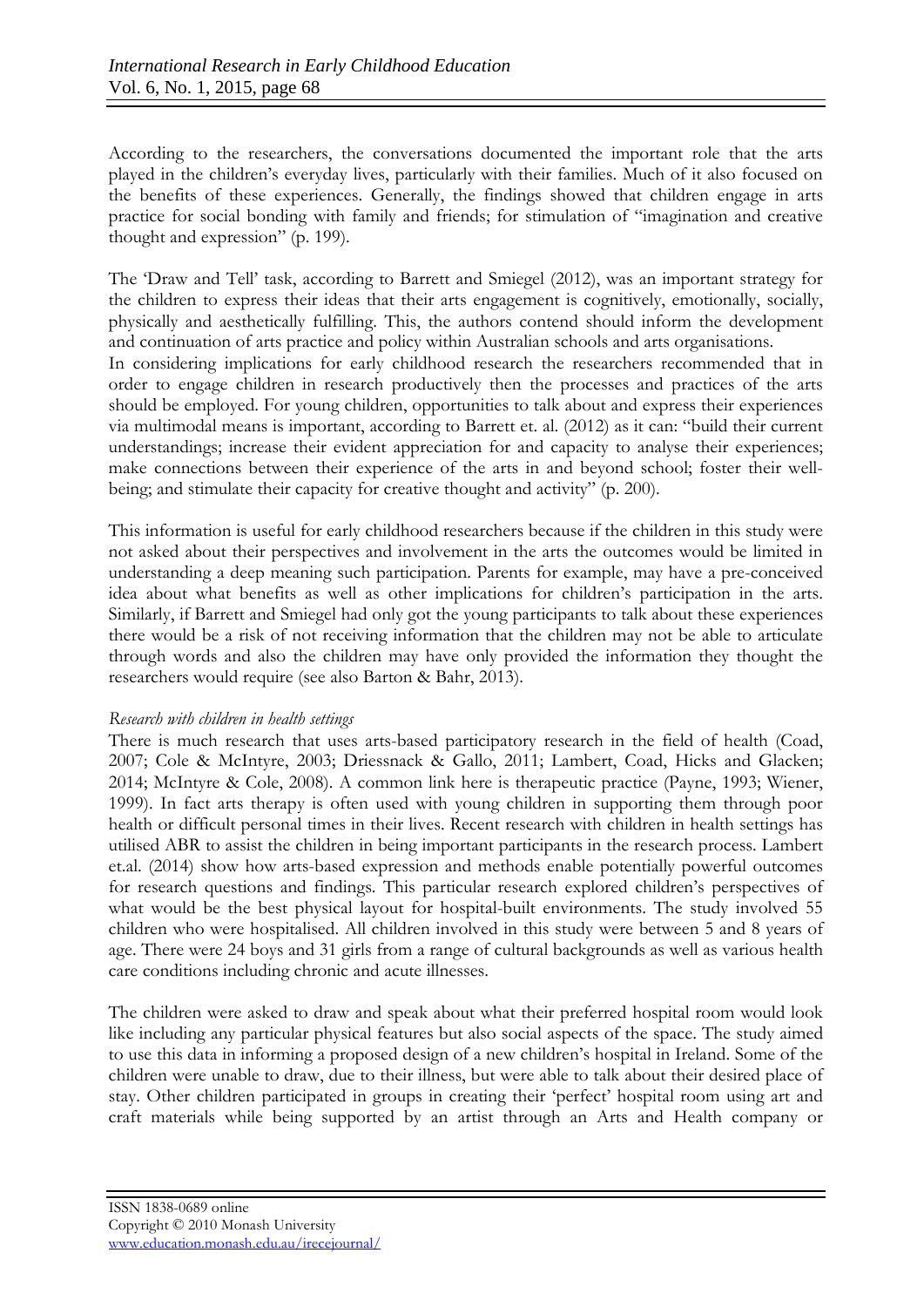According to the researchers, the conversations documented the important role that the arts played in the children's everyday lives, particularly with their families. Much of it also focused on the benefits of these experiences. Generally, the findings showed that children engage in arts practice for social bonding with family and friends; for stimulation of "imagination and creative thought and expression" (p. 199).

The 'Draw and Tell' task, according to Barrett and Smiegel (2012), was an important strategy for the children to express their ideas that their arts engagement is cognitively, emotionally, socially, physically and aesthetically fulfilling. This, the authors contend should inform the development and continuation of arts practice and policy within Australian schools and arts organisations.
In considering implications for early childhood research the researchers recommended that in order to engage children in research productively then the processes and practices of the arts should be employed. For young children, opportunities to talk about and express their experiences via multimodal means is important, according to Barrett et. al. (2012) as it can: "build their current understandings; increase their evident appreciation for and capacity to analyse their experiences; make connections between their experience of the arts in and beyond school; foster their well-being; and stimulate their capacity for creative thought and activity" (p. 200).

This information is useful for early childhood researchers because if the children in this study were not asked about their perspectives and involvement in the arts the outcomes would be limited in understanding a deep meaning such participation. Parents for example, may have a pre-conceived idea about what benefits as well as other implications for children's participation in the arts. Similarly, if Barrett and Smiegel had only got the young participants to talk about these experiences there would be a risk of not receiving information that the children may not be able to articulate through words and also the children may have only provided the information they thought the researchers would require (see also Barton & Bahr, 2013).

*Research with children in health settings*

There is much research that uses arts-based participatory research in the field of health (Coad, 2007; Cole & McIntyre, 2003; Driessnack & Gallo, 2011; Lambert, Coad, Hicks and Glacken; 2014; McIntyre & Cole, 2008). A common link here is therapeutic practice (Payne, 1993; Wiener, 1999). In fact arts therapy is often used with young children in supporting them through poor health or difficult personal times in their lives. Recent research with children in health settings has utilised ABR to assist the children in being important participants in the research process. Lambert et.al. (2014) show how arts-based expression and methods enable potentially powerful outcomes for research questions and findings. This particular research explored children's perspectives of what would be the best physical layout for hospital-built environments. The study involved 55 children who were hospitalised. All children involved in this study were between 5 and 8 years of age. There were 24 boys and 31 girls from a range of cultural backgrounds as well as various health care conditions including chronic and acute illnesses.

The children were asked to draw and speak about what their preferred hospital room would look like including any particular physical features but also social aspects of the space. The study aimed to use this data in informing a proposed design of a new children's hospital in Ireland. Some of the children were unable to draw, due to their illness, but were able to talk about their desired place of stay. Other children participated in groups in creating their 'perfect' hospital room using art and craft materials while being supported by an artist through an Arts and Health company or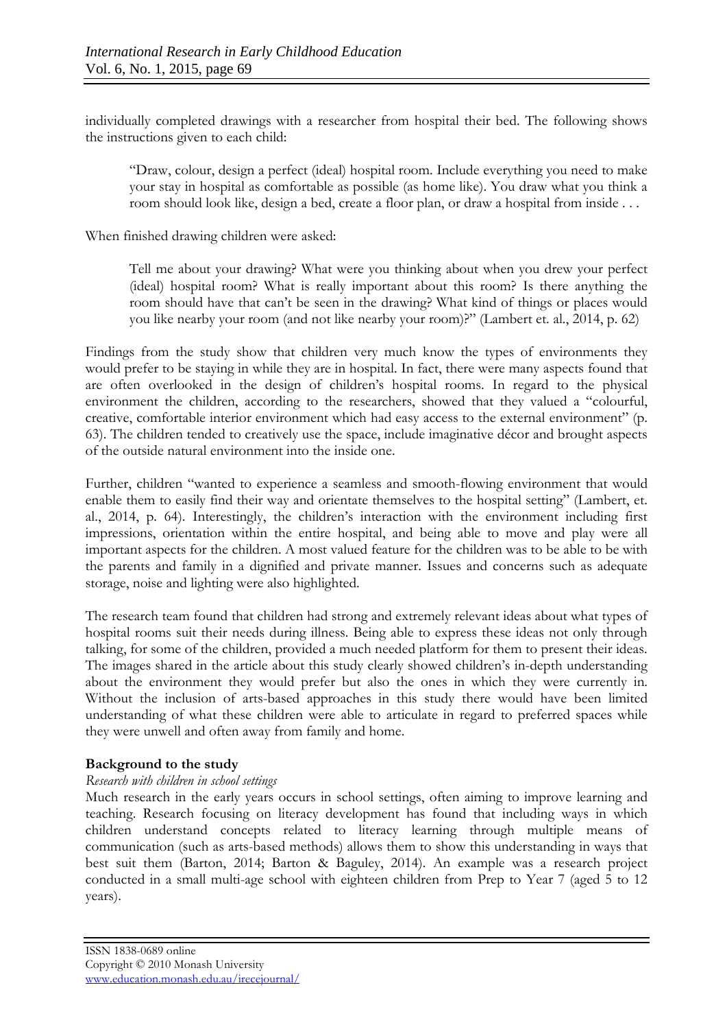individually completed drawings with a researcher from hospital their bed. The following shows the instructions given to each child:

> "Draw, colour, design a perfect (ideal) hospital room. Include everything you need to make your stay in hospital as comfortable as possible (as home like). You draw what you think a room should look like, design a bed, create a floor plan, or draw a hospital from inside . . .

When finished drawing children were asked:

> Tell me about your drawing? What were you thinking about when you drew your perfect (ideal) hospital room? What is really important about this room? Is there anything the room should have that can't be seen in the drawing? What kind of things or places would you like nearby your room (and not like nearby your room)?" (Lambert et. al., 2014, p. 62)

Findings from the study show that children very much know the types of environments they would prefer to be staying in while they are in hospital. In fact, there were many aspects found that are often overlooked in the design of children's hospital rooms. In regard to the physical environment the children, according to the researchers, showed that they valued a "colourful, creative, comfortable interior environment which had easy access to the external environment" (p. 63). The children tended to creatively use the space, include imaginative décor and brought aspects of the outside natural environment into the inside one.

Further, children "wanted to experience a seamless and smooth-flowing environment that would enable them to easily find their way and orientate themselves to the hospital setting" (Lambert, et. al., 2014, p. 64). Interestingly, the children's interaction with the environment including first impressions, orientation within the entire hospital, and being able to move and play were all important aspects for the children. A most valued feature for the children was to be able to be with the parents and family in a dignified and private manner. Issues and concerns such as adequate storage, noise and lighting were also highlighted.

The research team found that children had strong and extremely relevant ideas about what types of hospital rooms suit their needs during illness. Being able to express these ideas not only through talking, for some of the children, provided a much needed platform for them to present their ideas. The images shared in the article about this study clearly showed children's in-depth understanding about the environment they would prefer but also the ones in which they were currently in. Without the inclusion of arts-based approaches in this study there would have been limited understanding of what these children were able to articulate in regard to preferred spaces while they were unwell and often away from family and home.

## Background to the study

### *Research with children in school settings*

Much research in the early years occurs in school settings, often aiming to improve learning and teaching. Research focusing on literacy development has found that including ways in which children understand concepts related to literacy learning through multiple means of communication (such as arts-based methods) allows them to show this understanding in ways that best suit them (Barton, 2014; Barton & Baguley, 2014). An example was a research project conducted in a small multi-age school with eighteen children from Prep to Year 7 (aged 5 to 12 years).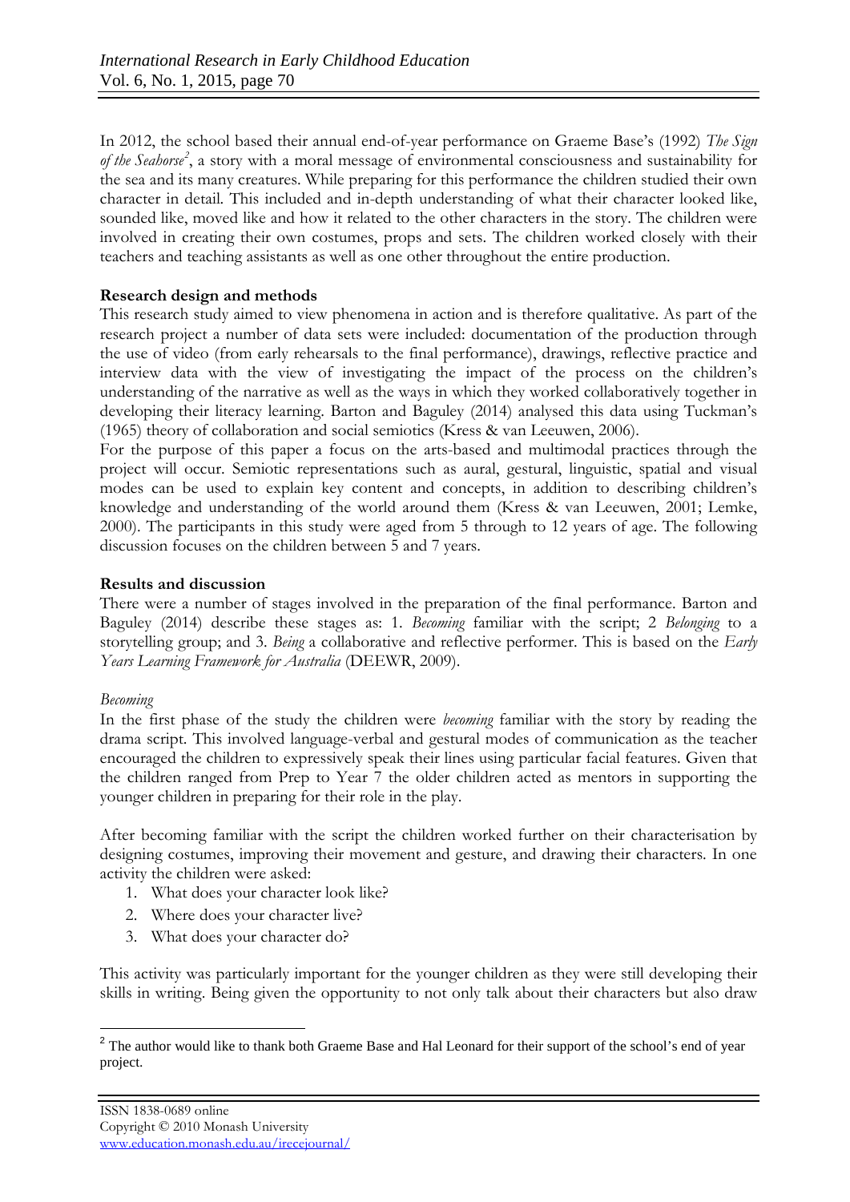In 2012, the school based their annual end-of-year performance on Graeme Base's (1992) *The Sign of the Seahorse*[2], a story with a moral message of environmental consciousness and sustainability for the sea and its many creatures. While preparing for this performance the children studied their own character in detail. This included and in-depth understanding of what their character looked like, sounded like, moved like and how it related to the other characters in the story. The children were involved in creating their own costumes, props and sets. The children worked closely with their teachers and teaching assistants as well as one other throughout the entire production.

**Research design and methods**

This research study aimed to view phenomena in action and is therefore qualitative. As part of the research project a number of data sets were included: documentation of the production through the use of video (from early rehearsals to the final performance), drawings, reflective practice and interview data with the view of investigating the impact of the process on the children's understanding of the narrative as well as the ways in which they worked collaboratively together in developing their literacy learning. Barton and Baguley (2014) analysed this data using Tuckman's (1965) theory of collaboration and social semiotics (Kress & van Leeuwen, 2006).

For the purpose of this paper a focus on the arts-based and multimodal practices through the project will occur. Semiotic representations such as aural, gestural, linguistic, spatial and visual modes can be used to explain key content and concepts, in addition to describing children's knowledge and understanding of the world around them (Kress & van Leeuwen, 2001; Lemke, 2000). The participants in this study were aged from 5 through to 12 years of age. The following discussion focuses on the children between 5 and 7 years.

**Results and discussion**

There were a number of stages involved in the preparation of the final performance. Barton and Baguley (2014) describe these stages as: 1. *Becoming* familiar with the script; 2 *Belonging* to a storytelling group; and 3. *Being* a collaborative and reflective performer. This is based on the *Early Years Learning Framework for Australia* (DEEWR, 2009).

*Becoming*

In the first phase of the study the children were *becoming* familiar with the story by reading the drama script. This involved language-verbal and gestural modes of communication as the teacher encouraged the children to expressively speak their lines using particular facial features. Given that the children ranged from Prep to Year 7 the older children acted as mentors in supporting the younger children in preparing for their role in the play.

After becoming familiar with the script the children worked further on their characterisation by designing costumes, improving their movement and gesture, and drawing their characters. In one activity the children were asked:

1. What does your character look like?
2. Where does your character live?
3. What does your character do?

This activity was particularly important for the younger children as they were still developing their skills in writing. Being given the opportunity to not only talk about their characters but also draw

[2] The author would like to thank both Graeme Base and Hal Leonard for their support of the school's end of year project.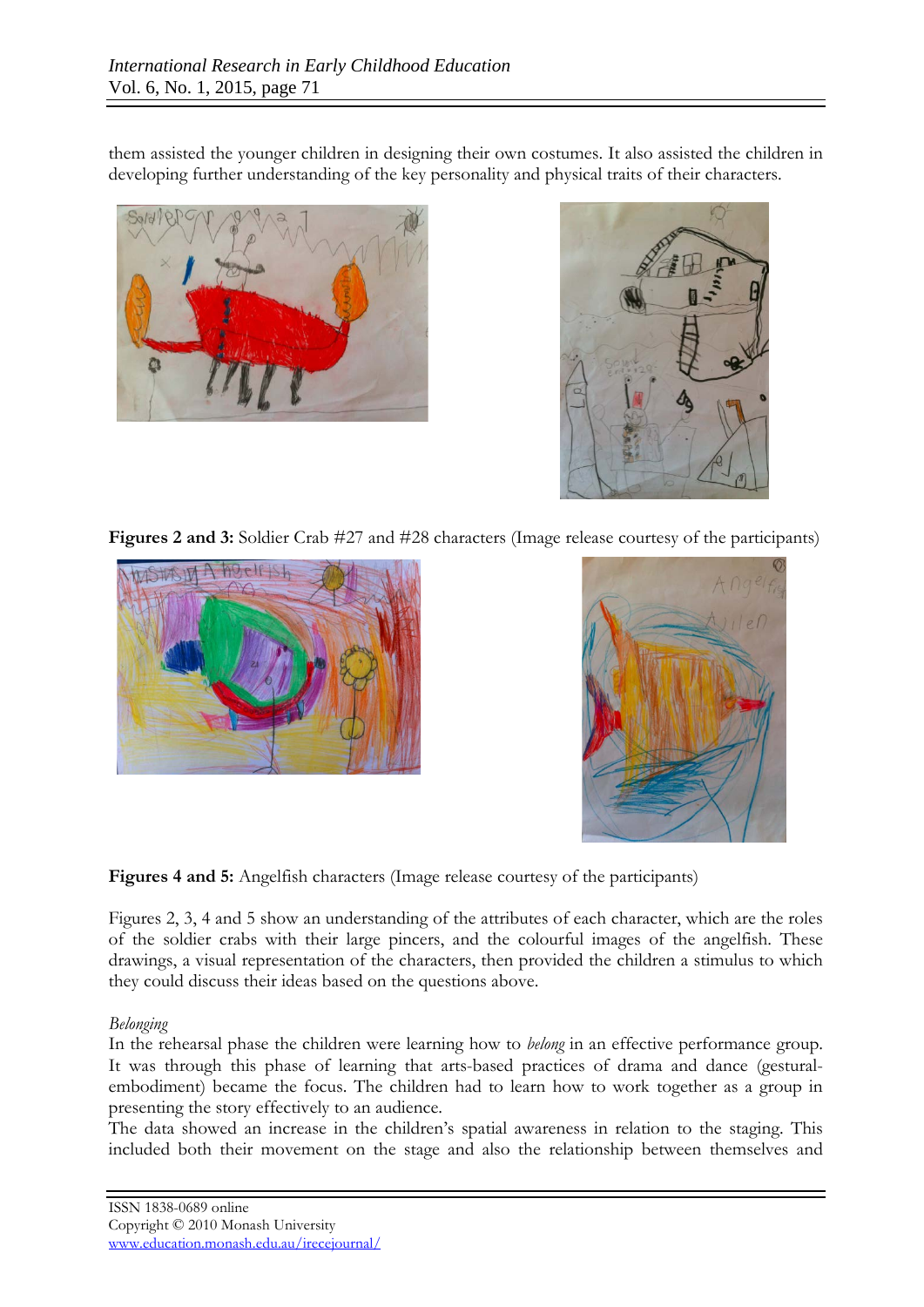them assisted the younger children in designing their own costumes. It also assisted the children in developing further understanding of the key personality and physical traits of their characters.

**Figures 2 and 3:** Soldier Crab #27 and #28 characters (Image release courtesy of the participants)

**Figures 4 and 5:** Angelfish characters (Image release courtesy of the participants)

Figures 2, 3, 4 and 5 show an understanding of the attributes of each character, which are the roles of the soldier crabs with their large pincers, and the colourful images of the angelfish. These drawings, a visual representation of the characters, then provided the children a stimulus to which they could discuss their ideas based on the questions above.

*Belonging*

In the rehearsal phase the children were learning how to *belong* in an effective performance group. It was through this phase of learning that arts-based practices of drama and dance (gestural-embodiment) became the focus. The children had to learn how to work together as a group in presenting the story effectively to an audience.

The data showed an increase in the children's spatial awareness in relation to the staging. This included both their movement on the stage and also the relationship between themselves and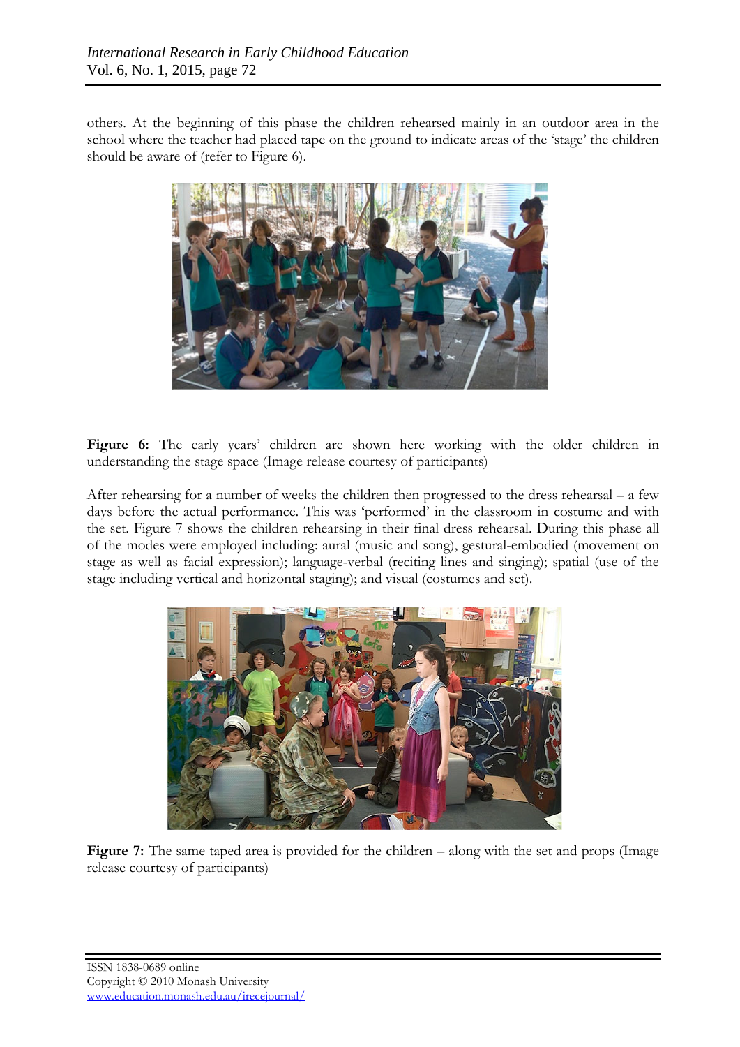others. At the beginning of this phase the children rehearsed mainly in an outdoor area in the school where the teacher had placed tape on the ground to indicate areas of the 'stage' the children should be aware of (refer to Figure 6).

**Figure 6:** The early years' children are shown here working with the older children in understanding the stage space (Image release courtesy of participants)

After rehearsing for a number of weeks the children then progressed to the dress rehearsal – a few days before the actual performance. This was 'performed' in the classroom in costume and with the set. Figure 7 shows the children rehearsing in their final dress rehearsal. During this phase all of the modes were employed including: aural (music and song), gestural-embodied (movement on stage as well as facial expression); language-verbal (reciting lines and singing); spatial (use of the stage including vertical and horizontal staging); and visual (costumes and set).

**Figure 7:** The same taped area is provided for the children – along with the set and props (Image release courtesy of participants)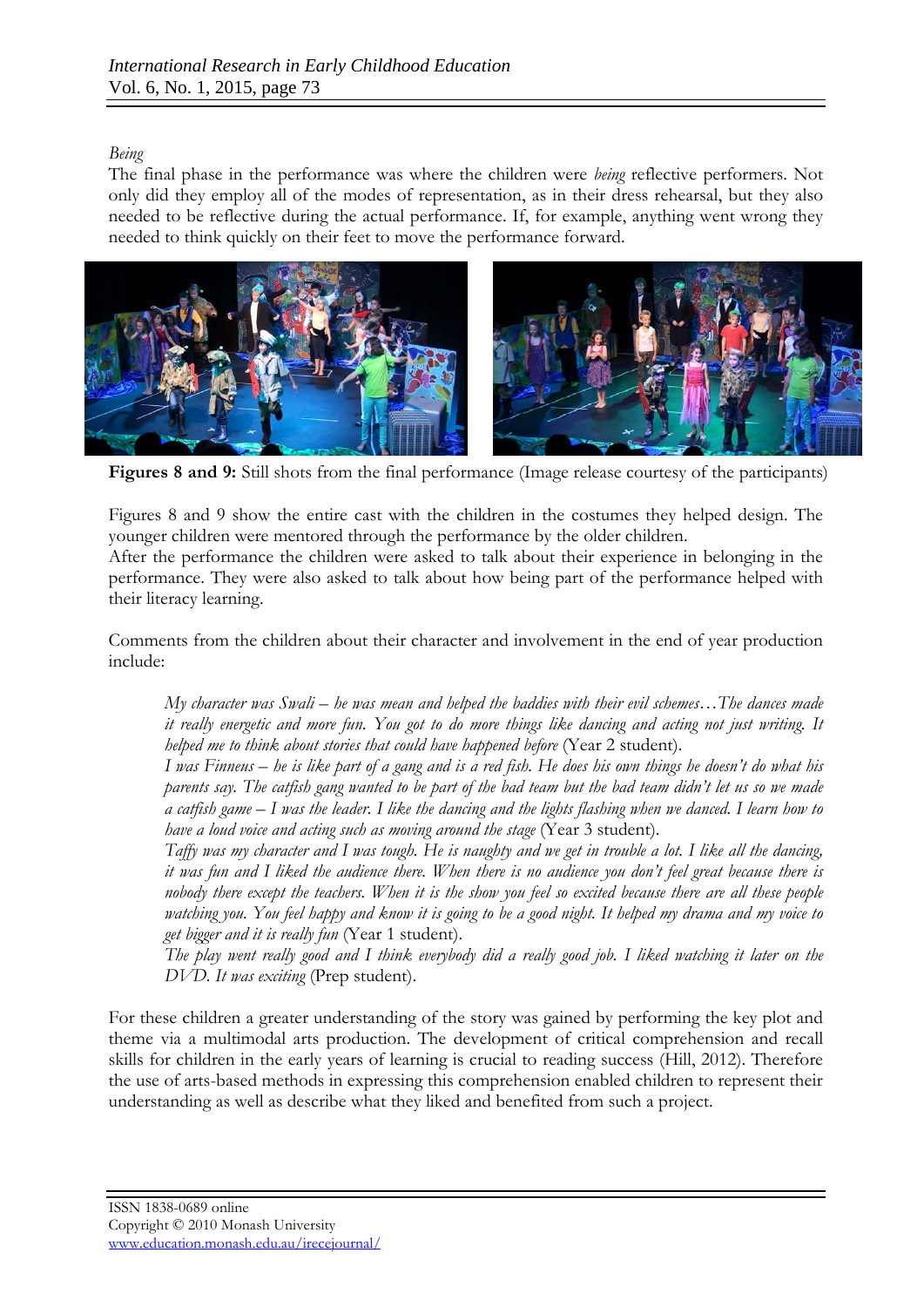*Being*

The final phase in the performance was where the children were *being* reflective performers. Not only did they employ all of the modes of representation, as in their dress rehearsal, but they also needed to be reflective during the actual performance. If, for example, anything went wrong they needed to think quickly on their feet to move the performance forward.

**Figures 8 and 9:** Still shots from the final performance (Image release courtesy of the participants)

Figures 8 and 9 show the entire cast with the children in the costumes they helped design. The younger children were mentored through the performance by the older children.
After the performance the children were asked to talk about their experience in belonging in the performance. They were also asked to talk about how being part of the performance helped with their literacy learning.

Comments from the children about their character and involvement in the end of year production include:

> *My character was Swali – he was mean and helped the baddies with their evil schemes…The dances made it really energetic and more fun. You got to do more things like dancing and acting not just writing. It helped me to think about stories that could have happened before* (Year 2 student).
> *I was Finneus – he is like part of a gang and is a red fish. He does his own things he doesn't do what his parents say. The catfish gang wanted to be part of the bad team but the bad team didn't let us so we made a catfish game – I was the leader. I like the dancing and the lights flashing when we danced. I learn how to have a loud voice and acting such as moving around the stage* (Year 3 student).
> *Taffy was my character and I was tough. He is naughty and we get in trouble a lot. I like all the dancing, it was fun and I liked the audience there. When there is no audience you don't feel great because there is nobody there except the teachers. When it is the show you feel so excited because there are all these people watching you. You feel happy and know it is going to be a good night. It helped my drama and my voice to get bigger and it is really fun* (Year 1 student).
> *The play went really good and I think everybody did a really good job. I liked watching it later on the DVD. It was exciting* (Prep student).

For these children a greater understanding of the story was gained by performing the key plot and theme via a multimodal arts production. The development of critical comprehension and recall skills for children in the early years of learning is crucial to reading success (Hill, 2012). Therefore the use of arts-based methods in expressing this comprehension enabled children to represent their understanding as well as describe what they liked and benefited from such a project.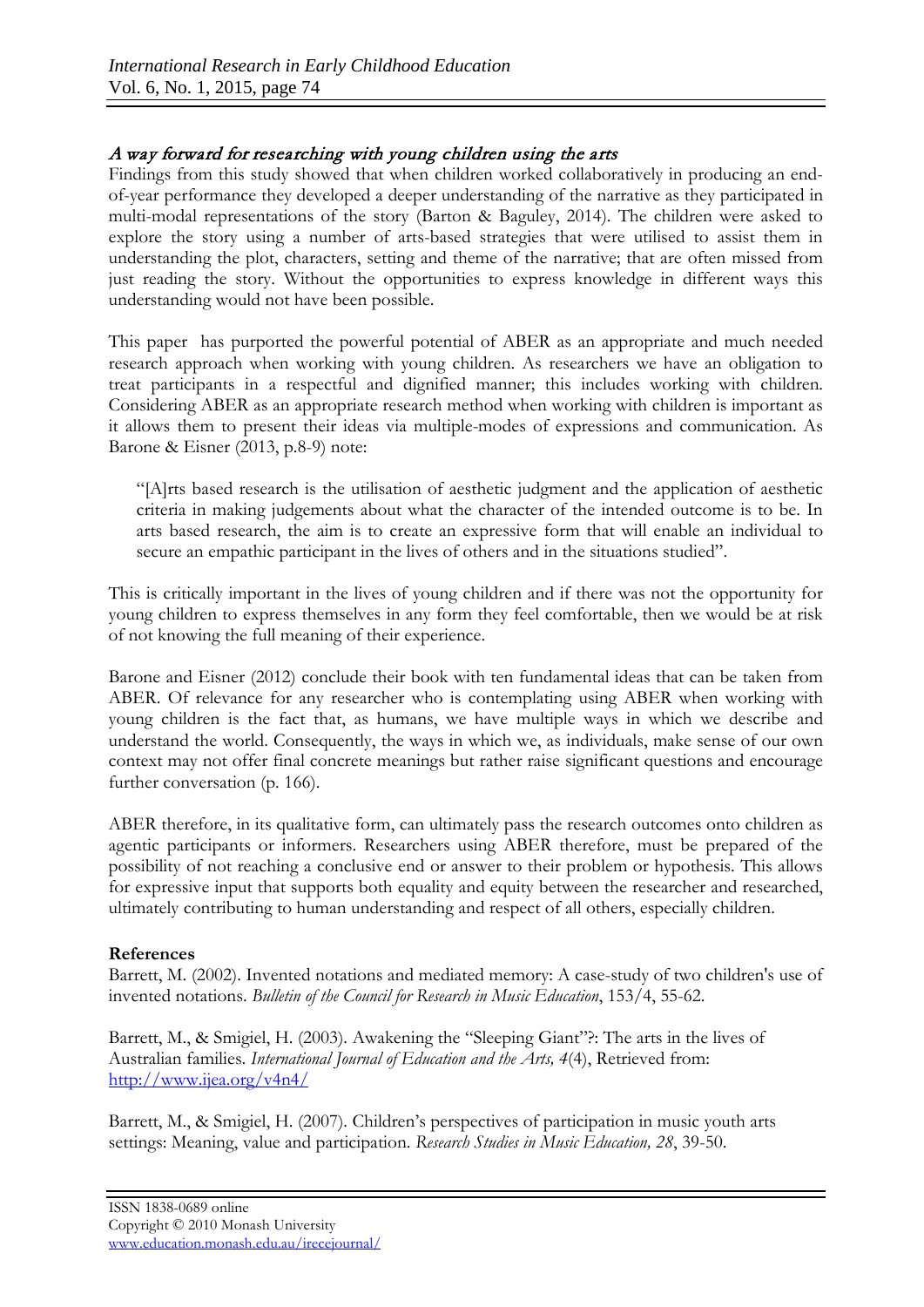### *A way forward for researching with young children using the arts*

Findings from this study showed that when children worked collaboratively in producing an end-of-year performance they developed a deeper understanding of the narrative as they participated in multi-modal representations of the story (Barton & Baguley, 2014). The children were asked to explore the story using a number of arts-based strategies that were utilised to assist them in understanding the plot, characters, setting and theme of the narrative; that are often missed from just reading the story. Without the opportunities to express knowledge in different ways this understanding would not have been possible.

This paper has purported the powerful potential of ABER as an appropriate and much needed research approach when working with young children. As researchers we have an obligation to treat participants in a respectful and dignified manner; this includes working with children. Considering ABER as an appropriate research method when working with children is important as it allows them to present their ideas via multiple-modes of expressions and communication. As Barone & Eisner (2013, p.8-9) note:

> "[A]rts based research is the utilisation of aesthetic judgment and the application of aesthetic criteria in making judgements about what the character of the intended outcome is to be. In arts based research, the aim is to create an expressive form that will enable an individual to secure an empathic participant in the lives of others and in the situations studied".

This is critically important in the lives of young children and if there was not the opportunity for young children to express themselves in any form they feel comfortable, then we would be at risk of not knowing the full meaning of their experience.

Barone and Eisner (2012) conclude their book with ten fundamental ideas that can be taken from ABER. Of relevance for any researcher who is contemplating using ABER when working with young children is the fact that, as humans, we have multiple ways in which we describe and understand the world. Consequently, the ways in which we, as individuals, make sense of our own context may not offer final concrete meanings but rather raise significant questions and encourage further conversation (p. 166).

ABER therefore, in its qualitative form, can ultimately pass the research outcomes onto children as agentic participants or informers. Researchers using ABER therefore, must be prepared of the possibility of not reaching a conclusive end or answer to their problem or hypothesis. This allows for expressive input that supports both equality and equity between the researcher and researched, ultimately contributing to human understanding and respect of all others, especially children.

**References**

Barrett, M. (2002). Invented notations and mediated memory: A case-study of two children's use of invented notations. *Bulletin of the Council for Research in Music Education*, 153/4, 55-62.

Barrett, M., & Smigiel, H. (2003). Awakening the "Sleeping Giant"?: The arts in the lives of Australian families. *International Journal of Education and the Arts, 4*(4), Retrieved from: http://www.ijea.org/v4n4/

Barrett, M., & Smigiel, H. (2007). Children's perspectives of participation in music youth arts settings: Meaning, value and participation. *Research Studies in Music Education, 28*, 39-50.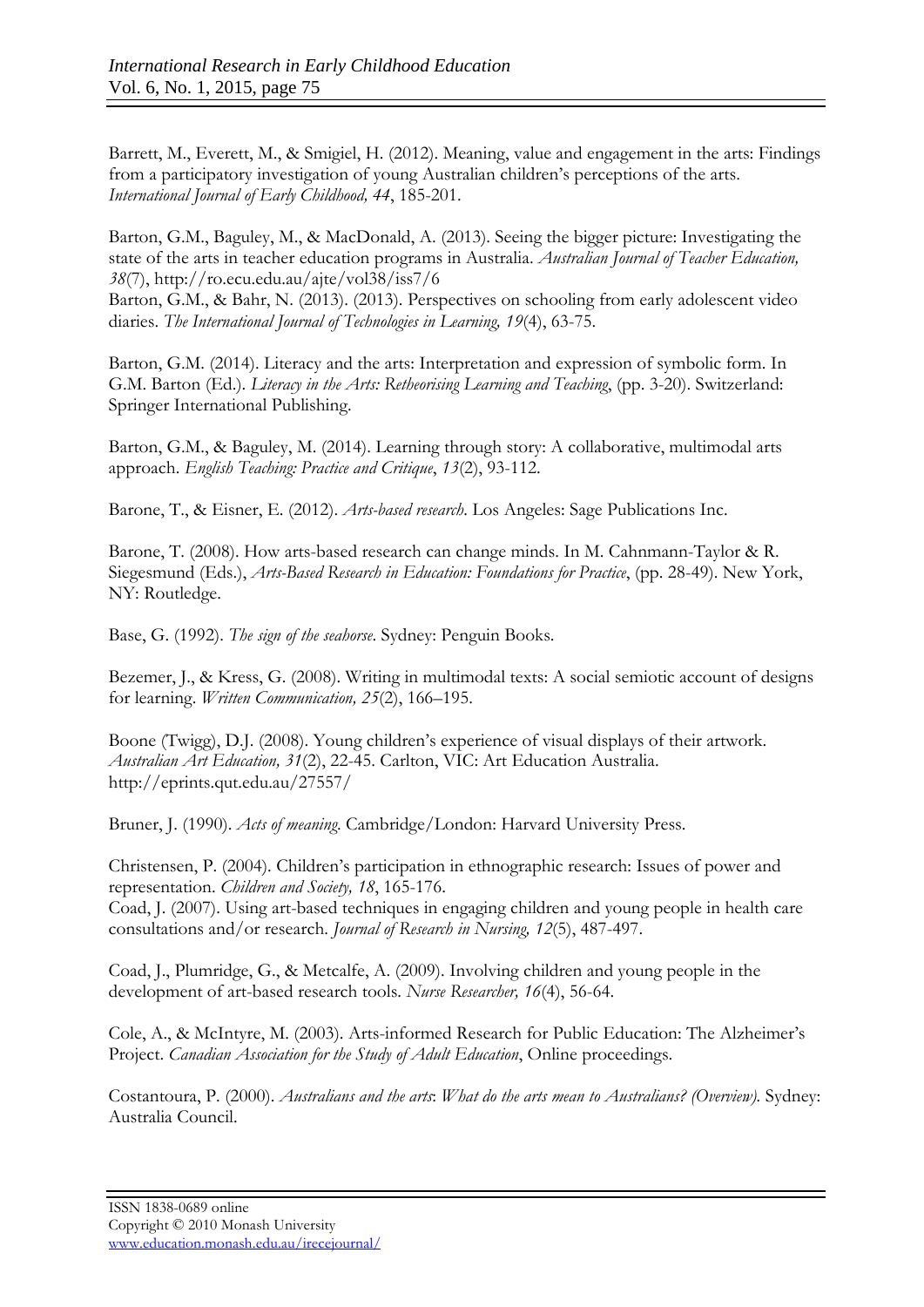Barrett, M., Everett, M., & Smigiel, H. (2012). Meaning, value and engagement in the arts: Findings from a participatory investigation of young Australian children's perceptions of the arts. *International Journal of Early Childhood, 44*, 185-201.

Barton, G.M., Baguley, M., & MacDonald, A. (2013). Seeing the bigger picture: Investigating the state of the arts in teacher education programs in Australia. *Australian Journal of Teacher Education, 38*(7), http://ro.ecu.edu.au/ajte/vol38/iss7/6

Barton, G.M., & Bahr, N. (2013). (2013). Perspectives on schooling from early adolescent video diaries. *The International Journal of Technologies in Learning, 19*(4), 63-75.

Barton, G.M. (2014). Literacy and the arts: Interpretation and expression of symbolic form. In G.M. Barton (Ed.). *Literacy in the Arts: Retheorising Learning and Teaching*, (pp. 3-20). Switzerland: Springer International Publishing.

Barton, G.M., & Baguley, M. (2014). Learning through story: A collaborative, multimodal arts approach. *English Teaching: Practice and Critique*, *13*(2), 93-112.

Barone, T., & Eisner, E. (2012). *Arts-based research*. Los Angeles: Sage Publications Inc.

Barone, T. (2008). How arts-based research can change minds. In M. Cahnmann-Taylor & R. Siegesmund (Eds.), *Arts-Based Research in Education: Foundations for Practice*, (pp. 28-49). New York, NY: Routledge.

Base, G. (1992). *The sign of the seahorse*. Sydney: Penguin Books.

Bezemer, J., & Kress, G. (2008). Writing in multimodal texts: A social semiotic account of designs for learning. *Written Communication, 25*(2), 166–195.

Boone (Twigg), D.J. (2008). Young children's experience of visual displays of their artwork. *Australian Art Education, 31*(2), 22-45. Carlton, VIC: Art Education Australia. http://eprints.qut.edu.au/27557/

Bruner, J. (1990). *Acts of meaning*. Cambridge/London: Harvard University Press.

Christensen, P. (2004). Children's participation in ethnographic research: Issues of power and representation. *Children and Society, 18*, 165-176.

Coad, J. (2007). Using art-based techniques in engaging children and young people in health care consultations and/or research. *Journal of Research in Nursing, 12*(5), 487-497.

Coad, J., Plumridge, G., & Metcalfe, A. (2009). Involving children and young people in the development of art-based research tools. *Nurse Researcher, 16*(4), 56-64.

Cole, A., & McIntyre, M. (2003). Arts-informed Research for Public Education: The Alzheimer's Project. *Canadian Association for the Study of Adult Education*, Online proceedings.

Costantoura, P. (2000). *Australians and the arts*: *What do the arts mean to Australians? (Overview).* Sydney: Australia Council.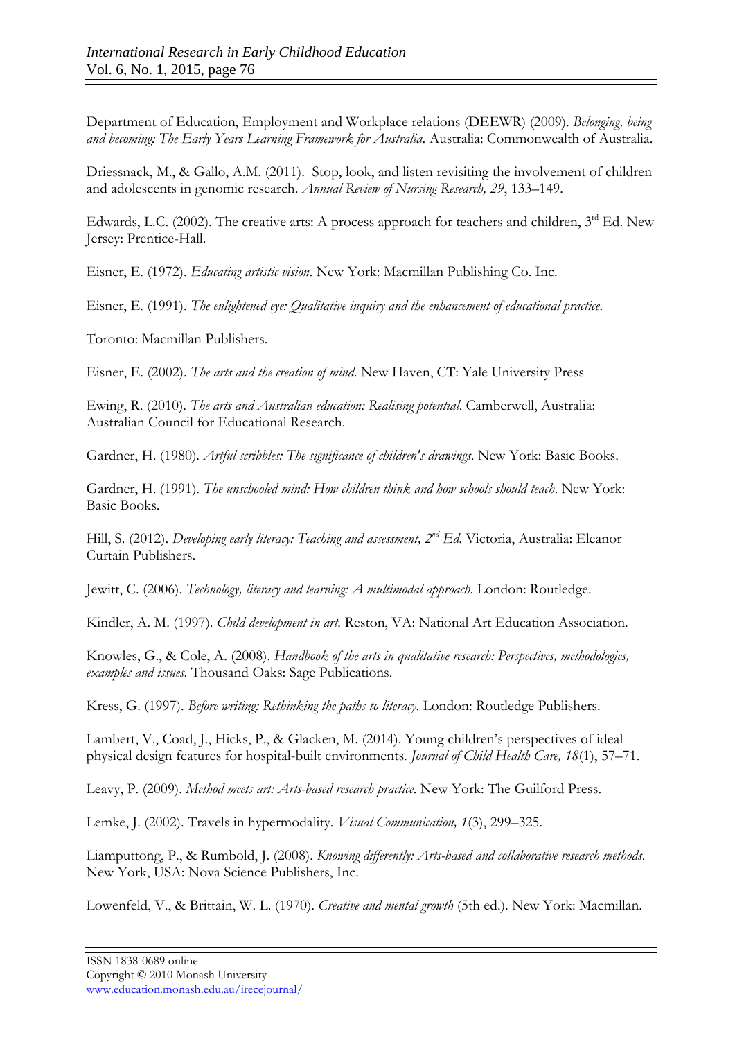Department of Education, Employment and Workplace relations (DEEWR) (2009). *Belonging, being and becoming: The Early Years Learning Framework for Australia*. Australia: Commonwealth of Australia.

Driessnack, M., & Gallo, A.M. (2011). Stop, look, and listen revisiting the involvement of children and adolescents in genomic research. *Annual Review of Nursing Research, 29*, 133–149.

Edwards, L.C. (2002). The creative arts: A process approach for teachers and children, 3rd Ed. New Jersey: Prentice-Hall.

Eisner, E. (1972). *Educating artistic vision*. New York: Macmillan Publishing Co. Inc.

Eisner, E. (1991). *The enlightened eye: Qualitative inquiry and the enhancement of educational practice.*

Toronto: Macmillan Publishers.

Eisner, E. (2002). *The arts and the creation of mind*. New Haven, CT: Yale University Press

Ewing, R. (2010). *The arts and Australian education: Realising potential*. Camberwell, Australia: Australian Council for Educational Research.

Gardner, H. (1980). *Artful scribbles: The significance of children's drawings*. New York: Basic Books.

Gardner, H. (1991). *The unschooled mind: How children think and how schools should teach*. New York: Basic Books.

Hill, S. (2012). *Developing early literacy: Teaching and assessment, 2nd Ed.* Victoria, Australia: Eleanor Curtain Publishers.

Jewitt, C. (2006). *Technology, literacy and learning: A multimodal approach*. London: Routledge.

Kindler, A. M. (1997). *Child development in art*. Reston, VA: National Art Education Association.

Knowles, G., & Cole, A. (2008). *Handbook of the arts in qualitative research: Perspectives, methodologies, examples and issues*. Thousand Oaks: Sage Publications.

Kress, G. (1997). *Before writing: Rethinking the paths to literacy*. London: Routledge Publishers.

Lambert, V., Coad, J., Hicks, P., & Glacken, M. (2014). Young children's perspectives of ideal physical design features for hospital-built environments. *Journal of Child Health Care, 18*(1), 57–71.

Leavy, P. (2009). *Method meets art: Arts-based research practice*. New York: The Guilford Press.

Lemke, J. (2002). Travels in hypermodality. *Visual Communication, 1*(3), 299–325.

Liamputtong, P., & Rumbold, J. (2008). *Knowing differently: Arts-based and collaborative research methods*. New York, USA: Nova Science Publishers, Inc.

Lowenfeld, V., & Brittain, W. L. (1970). *Creative and mental growth* (5th ed.). New York: Macmillan.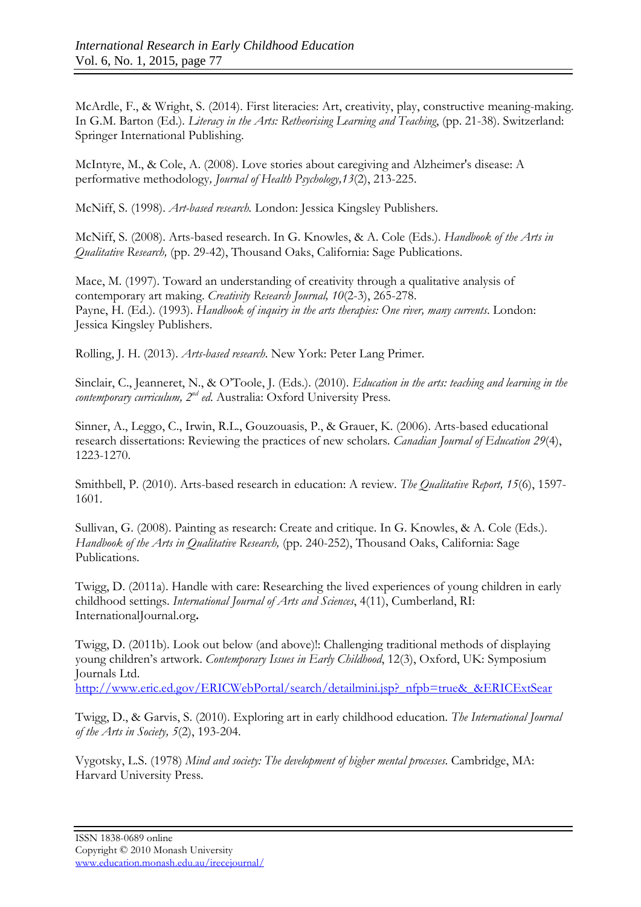McArdle, F., & Wright, S. (2014). First literacies: Art, creativity, play, constructive meaning-making. In G.M. Barton (Ed.). *Literacy in the Arts: Retheorising Learning and Teaching*, (pp. 21-38). Switzerland: Springer International Publishing.

McIntyre, M., & Cole, A. (2008). Love stories about caregiving and Alzheimer's disease: A performative methodology*, Journal of Health Psychology,13*(2), 213-225.

McNiff, S. (1998). *Art-based research.* London: Jessica Kingsley Publishers.

McNiff, S. (2008). Arts-based research. In G. Knowles, & A. Cole (Eds.). *Handbook of the Arts in Qualitative Research,* (pp. 29-42), Thousand Oaks, California: Sage Publications.

Mace, M. (1997). Toward an understanding of creativity through a qualitative analysis of contemporary art making. *Creativity Research Journal, 10*(2-3), 265-278.
Payne, H. (Ed.). (1993). *Handbook of inquiry in the arts therapies: One river, many currents*. London: Jessica Kingsley Publishers.

Rolling, J. H. (2013). *Arts-based research*. New York: Peter Lang Primer.

Sinclair, C., Jeanneret, N., & O'Toole, J. (Eds.). (2010). *Education in the arts: teaching and learning in the contemporary curriculum, 2nd ed.* Australia: Oxford University Press.

Sinner, A., Leggo, C., Irwin, R.L., Gouzouasis, P., & Grauer, K. (2006). Arts-based educational research dissertations: Reviewing the practices of new scholars. *Canadian Journal of Education 29*(4), 1223-1270.

Smithbell, P. (2010). Arts-based research in education: A review. *The Qualitative Report, 15*(6), 1597-1601.

Sullivan, G. (2008). Painting as research: Create and critique. In G. Knowles, & A. Cole (Eds.). *Handbook of the Arts in Qualitative Research,* (pp. 240-252), Thousand Oaks, California: Sage Publications.

Twigg, D. (2011a). Handle with care: Researching the lived experiences of young children in early childhood settings. *International Journal of Arts and Sciences*, 4(11), Cumberland, RI: InternationalJournal.org**.**

Twigg, D. (2011b). Look out below (and above)!: Challenging traditional methods of displaying young children's artwork. *Contemporary Issues in Early Childhood*, 12(3), Oxford, UK: Symposium Journals Ltd.
http://www.eric.ed.gov/ERICWebPortal/search/detailmini.jsp?_nfpb=true&_&ERICExtSear

Twigg, D., & Garvis, S. (2010). Exploring art in early childhood education. *The International Journal of the Arts in Society, 5*(2), 193-204.

Vygotsky, L.S. (1978) *Mind and society: The development of higher mental processes.* Cambridge, MA: Harvard University Press.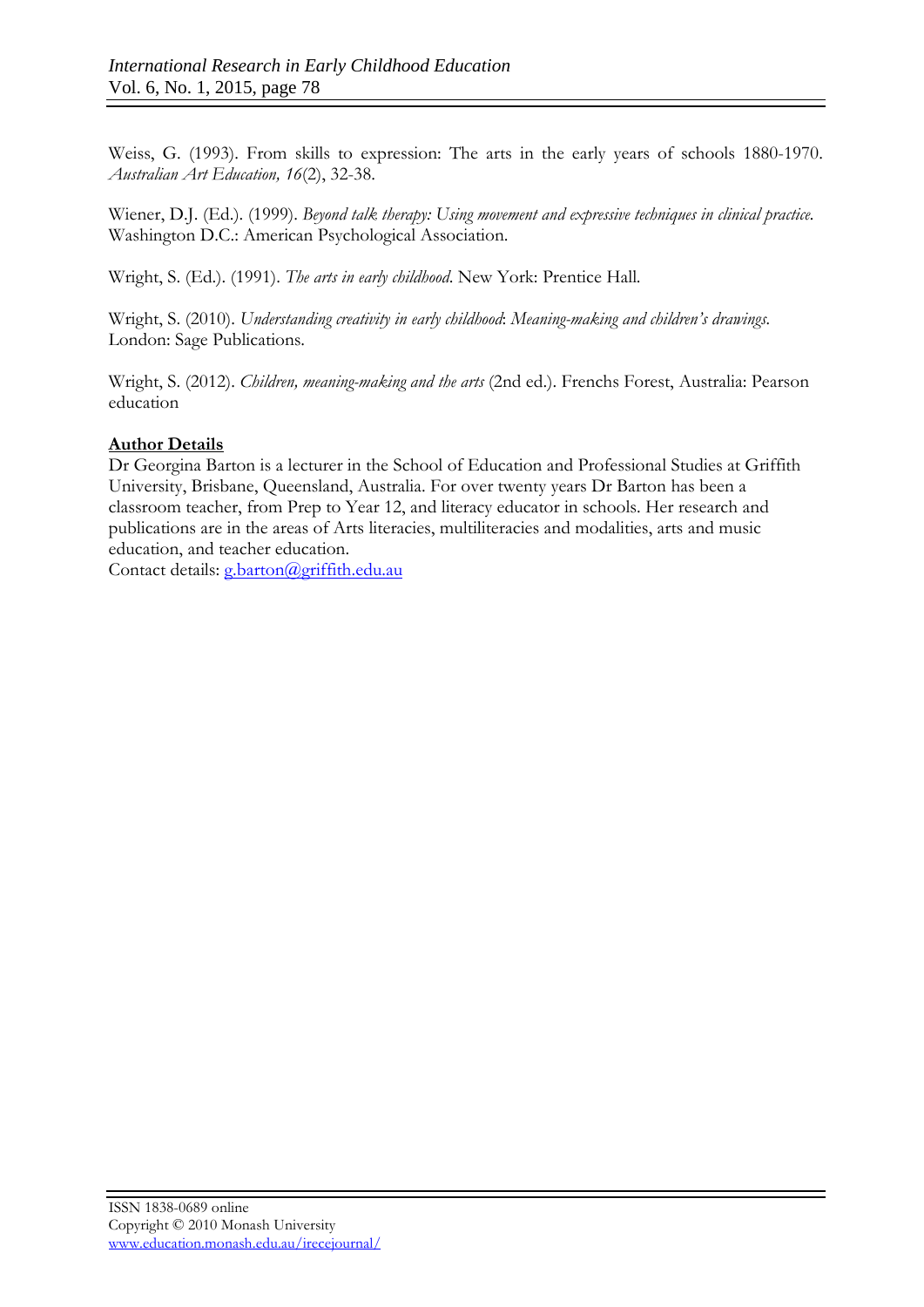Weiss, G. (1993). From skills to expression: The arts in the early years of schools 1880-1970. *Australian Art Education, 16*(2), 32-38.

Wiener, D.J. (Ed.). (1999). *Beyond talk therapy: Using movement and expressive techniques in clinical practice.* Washington D.C.: American Psychological Association.

Wright, S. (Ed.). (1991). *The arts in early childhood*. New York: Prentice Hall.

Wright, S. (2010). *Understanding creativity in early childhood*: *Meaning-making and children's drawings.* London: Sage Publications.

Wright, S. (2012). *Children, meaning-making and the arts* (2nd ed.). Frenchs Forest, Australia: Pearson education

**Author Details**

Dr Georgina Barton is a lecturer in the School of Education and Professional Studies at Griffith University, Brisbane, Queensland, Australia. For over twenty years Dr Barton has been a classroom teacher, from Prep to Year 12, and literacy educator in schools. Her research and publications are in the areas of Arts literacies, multiliteracies and modalities, arts and music education, and teacher education.

Contact details: g.barton@griffith.edu.au